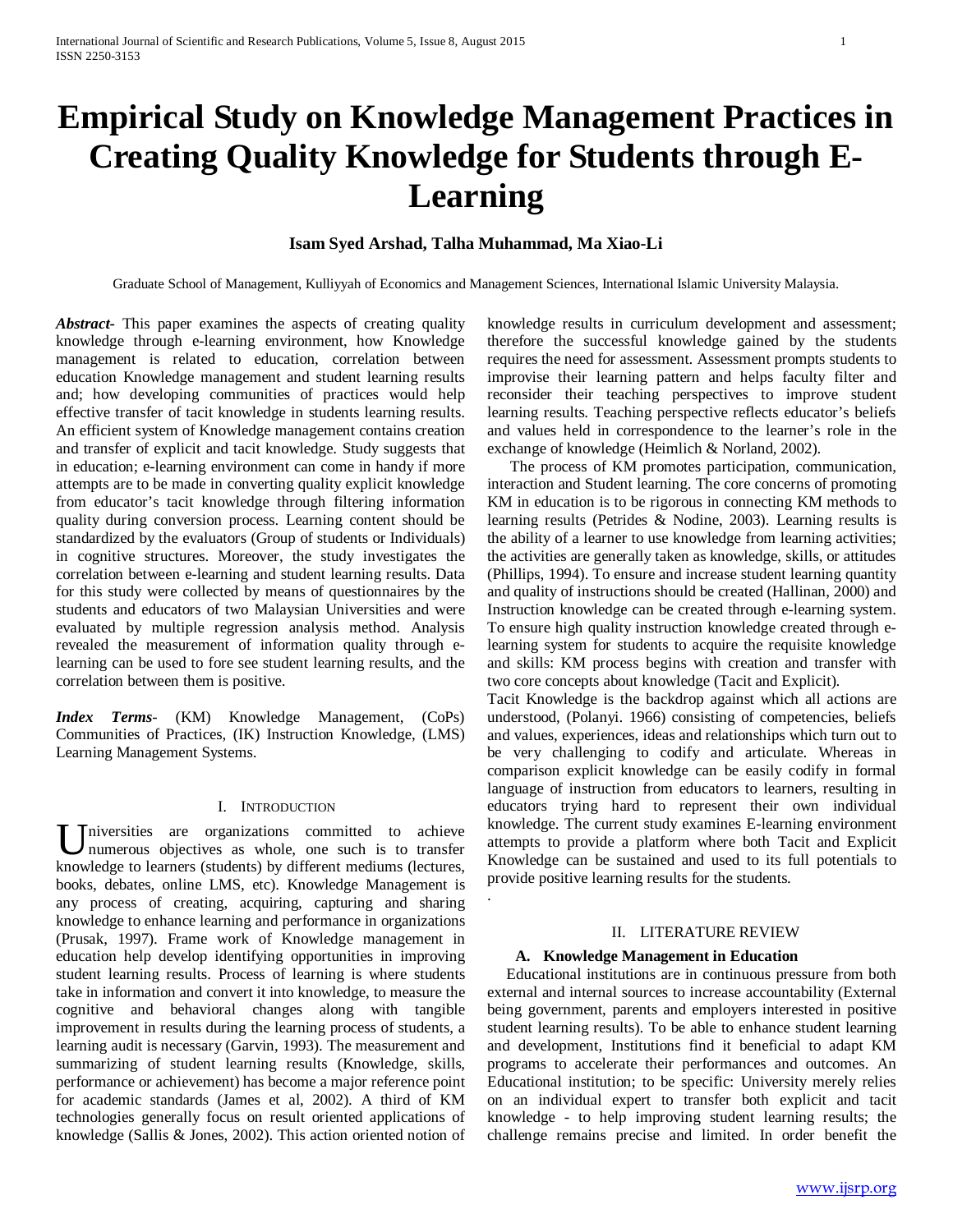# Empirical Study on Knowledge Management Practices in Creating Quality Knowledge for Students through E-Learning

**Isam Syed Arshad, Talha Muhammad, Ma Xiao-Li**

Graduate School of Management, Kulliyyah of Economics and Management Sciences, International Islamic University Malaysia.

***Abstract-*** This paper examines the aspects of creating quality knowledge through e-learning environment, how Knowledge management is related to education, correlation between education Knowledge management and student learning results and; how developing communities of practices would help effective transfer of tacit knowledge in students learning results. An efficient system of Knowledge management contains creation and transfer of explicit and tacit knowledge. Study suggests that in education; e-learning environment can come in handy if more attempts are to be made in converting quality explicit knowledge from educator's tacit knowledge through filtering information quality during conversion process. Learning content should be standardized by the evaluators (Group of students or Individuals) in cognitive structures. Moreover, the study investigates the correlation between e-learning and student learning results. Data for this study were collected by means of questionnaires by the students and educators of two Malaysian Universities and were evaluated by multiple regression analysis method. Analysis revealed the measurement of information quality through e-learning can be used to fore see student learning results, and the correlation between them is positive.

***Index Terms*-** (KM) Knowledge Management, (CoPs) Communities of Practices, (IK) Instruction Knowledge, (LMS) Learning Management Systems.

## I. Introduction

Universities are organizations committed to achieve numerous objectives as whole, one such is to transfer knowledge to learners (students) by different mediums (lectures, books, debates, online LMS, etc). Knowledge Management is any process of creating, acquiring, capturing and sharing knowledge to enhance learning and performance in organizations (Prusak, 1997). Frame work of Knowledge management in education help develop identifying opportunities in improving student learning results. Process of learning is where students take in information and convert it into knowledge, to measure the cognitive and behavioral changes along with tangible improvement in results during the learning process of students, a learning audit is necessary (Garvin, 1993). The measurement and summarizing of student learning results (Knowledge, skills, performance or achievement) has become a major reference point for academic standards (James et al, 2002). A third of KM technologies generally focus on result oriented applications of knowledge (Sallis & Jones, 2002). This action oriented notion of knowledge results in curriculum development and assessment; therefore the successful knowledge gained by the students requires the need for assessment. Assessment prompts students to improvise their learning pattern and helps faculty filter and reconsider their teaching perspectives to improve student learning results. Teaching perspective reflects educator's beliefs and values held in correspondence to the learner's role in the exchange of knowledge (Heimlich & Norland, 2002).

The process of KM promotes participation, communication, interaction and Student learning. The core concerns of promoting KM in education is to be rigorous in connecting KM methods to learning results (Petrides & Nodine, 2003). Learning results is the ability of a learner to use knowledge from learning activities; the activities are generally taken as knowledge, skills, or attitudes (Phillips, 1994). To ensure and increase student learning quantity and quality of instructions should be created (Hallinan, 2000) and Instruction knowledge can be created through e-learning system. To ensure high quality instruction knowledge created through e-learning system for students to acquire the requisite knowledge and skills: KM process begins with creation and transfer with two core concepts about knowledge (Tacit and Explicit).

Tacit Knowledge is the backdrop against which all actions are understood, (Polanyi. 1966) consisting of competencies, beliefs and values, experiences, ideas and relationships which turn out to be very challenging to codify and articulate. Whereas in comparison explicit knowledge can be easily codify in formal language of instruction from educators to learners, resulting in educators trying hard to represent their own individual knowledge. The current study examines E-learning environment attempts to provide a platform where both Tacit and Explicit Knowledge can be sustained and used to its full potentials to provide positive learning results for the students.

## II. Literature Review

### A. Knowledge Management in Education

Educational institutions are in continuous pressure from both external and internal sources to increase accountability (External being government, parents and employers interested in positive student learning results). To be able to enhance student learning and development, Institutions find it beneficial to adapt KM programs to accelerate their performances and outcomes. An Educational institution; to be specific: University merely relies on an individual expert to transfer both explicit and tacit knowledge - to help improving student learning results; the challenge remains precise and limited. In order benefit the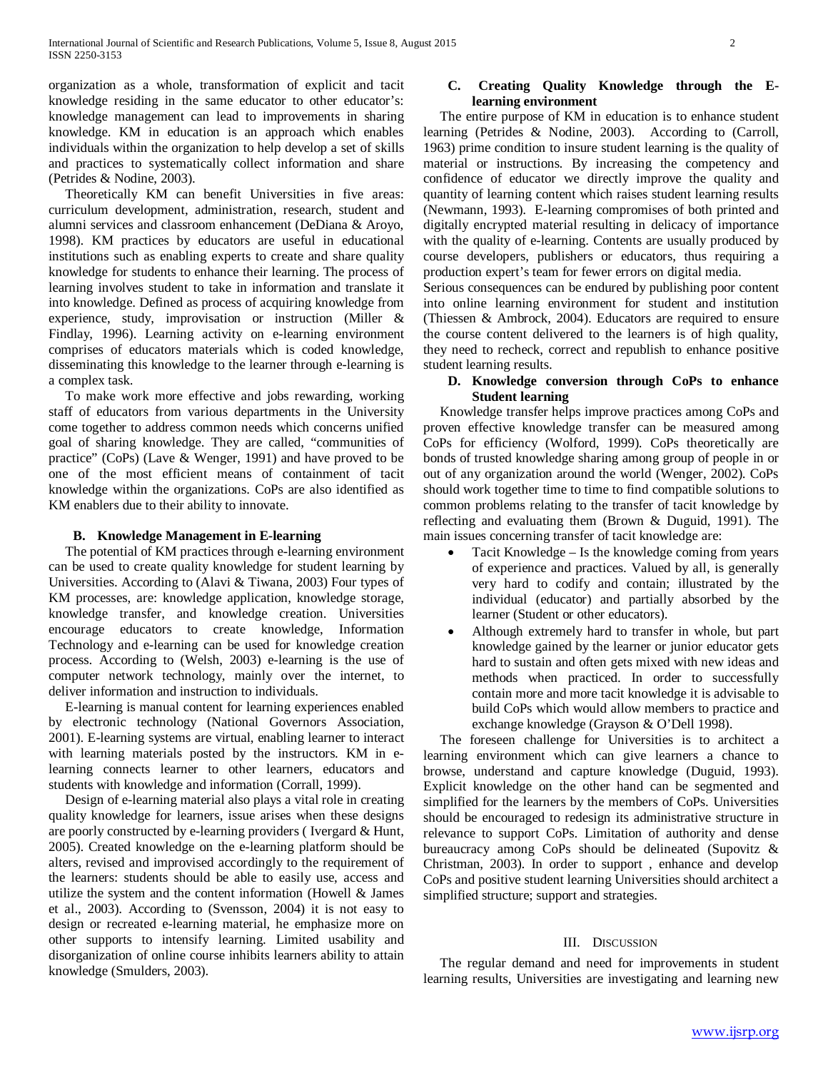organization as a whole, transformation of explicit and tacit knowledge residing in the same educator to other educator's: knowledge management can lead to improvements in sharing knowledge. KM in education is an approach which enables individuals within the organization to help develop a set of skills and practices to systematically collect information and share (Petrides & Nodine, 2003).

Theoretically KM can benefit Universities in five areas: curriculum development, administration, research, student and alumni services and classroom enhancement (DeDiana & Aroyo, 1998). KM practices by educators are useful in educational institutions such as enabling experts to create and share quality knowledge for students to enhance their learning. The process of learning involves student to take in information and translate it into knowledge. Defined as process of acquiring knowledge from experience, study, improvisation or instruction (Miller & Findlay, 1996). Learning activity on e-learning environment comprises of educators materials which is coded knowledge, disseminating this knowledge to the learner through e-learning is a complex task.

To make work more effective and jobs rewarding, working staff of educators from various departments in the University come together to address common needs which concerns unified goal of sharing knowledge. They are called, "communities of practice" (CoPs) (Lave & Wenger, 1991) and have proved to be one of the most efficient means of containment of tacit knowledge within the organizations. CoPs are also identified as KM enablers due to their ability to innovate.

### B. Knowledge Management in E-learning

The potential of KM practices through e-learning environment can be used to create quality knowledge for student learning by Universities. According to (Alavi & Tiwana, 2003) Four types of KM processes, are: knowledge application, knowledge storage, knowledge transfer, and knowledge creation. Universities encourage educators to create knowledge, Information Technology and e-learning can be used for knowledge creation process. According to (Welsh, 2003) e-learning is the use of computer network technology, mainly over the internet, to deliver information and instruction to individuals.

E-learning is manual content for learning experiences enabled by electronic technology (National Governors Association, 2001). E-learning systems are virtual, enabling learner to interact with learning materials posted by the instructors. KM in e-learning connects learner to other learners, educators and students with knowledge and information (Corrall, 1999).

Design of e-learning material also plays a vital role in creating quality knowledge for learners, issue arises when these designs are poorly constructed by e-learning providers ( Ivergard & Hunt, 2005). Created knowledge on the e-learning platform should be alters, revised and improvised accordingly to the requirement of the learners: students should be able to easily use, access and utilize the system and the content information (Howell & James et al., 2003). According to (Svensson, 2004) it is not easy to design or recreated e-learning material, he emphasize more on other supports to intensify learning. Limited usability and disorganization of online course inhibits learners ability to attain knowledge (Smulders, 2003).

### C. Creating Quality Knowledge through the E-learning environment

The entire purpose of KM in education is to enhance student learning (Petrides & Nodine, 2003). According to (Carroll, 1963) prime condition to insure student learning is the quality of material or instructions. By increasing the competency and confidence of educator we directly improve the quality and quantity of learning content which raises student learning results (Newmann, 1993). E-learning compromises of both printed and digitally encrypted material resulting in delicacy of importance with the quality of e-learning. Contents are usually produced by course developers, publishers or educators, thus requiring a production expert's team for fewer errors on digital media.

Serious consequences can be endured by publishing poor content into online learning environment for student and institution (Thiessen & Ambrock, 2004). Educators are required to ensure the course content delivered to the learners is of high quality, they need to recheck, correct and republish to enhance positive student learning results.

### D. Knowledge conversion through CoPs to enhance Student learning

Knowledge transfer helps improve practices among CoPs and proven effective knowledge transfer can be measured among CoPs for efficiency (Wolford, 1999). CoPs theoretically are bonds of trusted knowledge sharing among group of people in or out of any organization around the world (Wenger, 2002). CoPs should work together time to time to find compatible solutions to common problems relating to the transfer of tacit knowledge by reflecting and evaluating them (Brown & Duguid, 1991). The main issues concerning transfer of tacit knowledge are:

- Tacit Knowledge – Is the knowledge coming from years of experience and practices. Valued by all, is generally very hard to codify and contain; illustrated by the individual (educator) and partially absorbed by the learner (Student or other educators).
- Although extremely hard to transfer in whole, but part knowledge gained by the learner or junior educator gets hard to sustain and often gets mixed with new ideas and methods when practiced. In order to successfully contain more and more tacit knowledge it is advisable to build CoPs which would allow members to practice and exchange knowledge (Grayson & O'Dell 1998).

The foreseen challenge for Universities is to architect a learning environment which can give learners a chance to browse, understand and capture knowledge (Duguid, 1993). Explicit knowledge on the other hand can be segmented and simplified for the learners by the members of CoPs. Universities should be encouraged to redesign its administrative structure in relevance to support CoPs. Limitation of authority and dense bureaucracy among CoPs should be delineated (Supovitz & Christman, 2003). In order to support , enhance and develop CoPs and positive student learning Universities should architect a simplified structure; support and strategies.

## III. Discussion

The regular demand and need for improvements in student learning results, Universities are investigating and learning new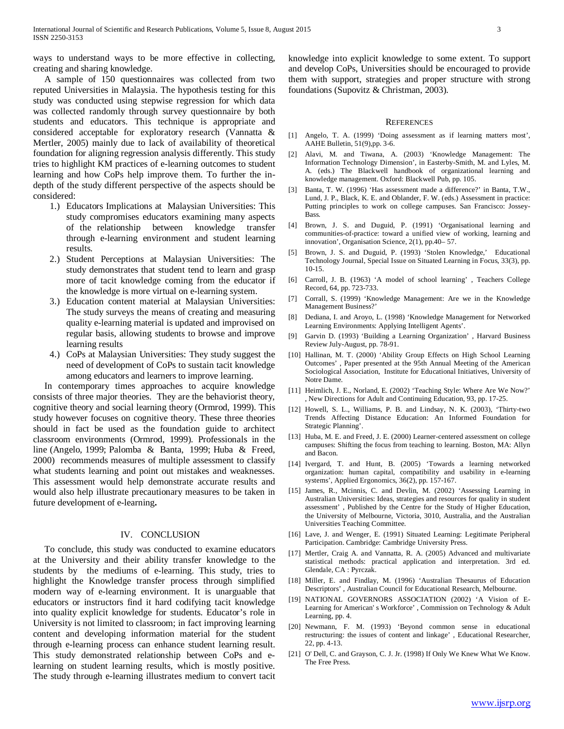ways to understand ways to be more effective in collecting, creating and sharing knowledge.

A sample of 150 questionnaires was collected from two reputed Universities in Malaysia. The hypothesis testing for this study was conducted using stepwise regression for which data was collected randomly through survey questionnaire by both students and educators. This technique is appropriate and considered acceptable for exploratory research (Vannatta & Mertler, 2005) mainly due to lack of availability of theoretical foundation for aligning regression analysis differently. This study tries to highlight KM practices of e-learning outcomes to student learning and how CoPs help improve them. To further the in-depth of the study different perspective of the aspects should be considered:

1.) Educators Implications at Malaysian Universities: This study compromises educators examining many aspects of the relationship between knowledge transfer through e-learning environment and student learning results.
2.) Student Perceptions at Malaysian Universities: The study demonstrates that student tend to learn and grasp more of tacit knowledge coming from the educator if the knowledge is more virtual on e-learning system.
3.) Education content material at Malaysian Universities: The study surveys the means of creating and measuring quality e-learning material is updated and improvised on regular basis, allowing students to browse and improve learning results
4.) CoPs at Malaysian Universities: They study suggest the need of development of CoPs to sustain tacit knowledge among educators and learners to improve learning.

In contemporary times approaches to acquire knowledge consists of three major theories. They are the behaviorist theory, cognitive theory and social learning theory (Ormrod, 1999). This study however focuses on cognitive theory. These three theories should in fact be used as the foundation guide to architect classroom environments (Ormrod, 1999). Professionals in the line (Angelo, 1999; Palomba & Banta, 1999; Huba & Freed, 2000) recommends measures of multiple assessment to classify what students learning and point out mistakes and weaknesses. This assessment would help demonstrate accurate results and would also help illustrate precautionary measures to be taken in future development of e-learning**.**

## IV. Conclusion

To conclude, this study was conducted to examine educators at the University and their ability transfer knowledge to the students by the mediums of e-learning. This study, tries to highlight the Knowledge transfer process through simplified modern way of e-learning environment. It is unarguable that educators or instructors find it hard codifying tacit knowledge into quality explicit knowledge for students. Educator's role in University is not limited to classroom; in fact improving learning content and developing information material for the student through e-learning process can enhance student learning result. This study demonstrated relationship between CoPs and e-learning on student learning results, which is mostly positive. The study through e-learning illustrates medium to convert tacit knowledge into explicit knowledge to some extent. To support and develop CoPs, Universities should be encouraged to provide them with support, strategies and proper structure with strong foundations (Supovitz & Christman, 2003).

## References

[1] Angelo, T. A. (1999) 'Doing assessment as if learning matters most', AAHE Bulletin, 51(9),pp. 3-6.

[2] Alavi, M. and Tiwana, A. (2003) 'Knowledge Management: The Information Technology Dimension', in Easterby-Smith, M. and Lyles, M. A. (eds.) The Blackwell handbook of organizational learning and knowledge management. Oxford: Blackwell Pub, pp. 105.

[3] Banta, T. W. (1996) 'Has assessment made a difference?' in Banta, T.W., Lund, J. P., Black, K. E. and Oblander, F. W. (eds.) Assessment in practice: Putting principles to work on college campuses. San Francisco: Jossey-Bass.

[4] Brown, J. S. and Duguid, P. (1991) 'Organisational learning and communities-of-practice: toward a unified view of working, learning and innovation', Organisation Science, 2(1), pp.40– 57.

[5] Brown, J. S. and Duguid, P. (1993) 'Stolen Knowledge,' Educational Technology Journal, Special Issue on Situated Learning in Focus, 33(3), pp. 10-15.

[6] Carroll, J. B. (1963) 'A model of school learning' , Teachers College Record, 64, pp. 723-733.

[7] Corrall, S. (1999) 'Knowledge Management: Are we in the Knowledge Management Business?'

[8] Dediana, I. and Aroyo, L. (1998) 'Knowledge Management for Networked Learning Environments: Applying Intelligent Agents'.

[9] Garvin D. (1993) 'Building a Learning Organization' , Harvard Business Review July-August, pp. 78-91.

[10] Hallinan, M. T. (2000) 'Ability Group Effects on High School Learning Outcomes' , Paper presented at the 95th Annual Meeting of the American Sociological Association, Institute for Educational Initiatives, University of Notre Dame.

[11] Heimlich, J. E., Norland, E. (2002) 'Teaching Style: Where Are We Now?' , New Directions for Adult and Continuing Education, 93, pp. 17-25.

[12] Howell, S. L., Williams, P. B. and Lindsay, N. K. (2003), 'Thirty-two Trends Affecting Distance Education: An Informed Foundation for Strategic Planning'.

[13] Huba, M. E. and Freed, J. E. (2000) Learner-centered assessment on college campuses: Shifting the focus from teaching to learning. Boston, MA: Allyn and Bacon.

[14] Ivergard, T. and Hunt, B. (2005) 'Towards a learning networked organization: human capital, compatibility and usability in e-learning systems', Applied Ergonomics, 36(2), pp. 157-167.

[15] James, R., Mcinnis, C. and Devlin, M. (2002) 'Assessing Learning in Australian Universities: Ideas, strategies and resources for quality in student assessment' , Published by the Centre for the Study of Higher Education, the University of Melbourne, Victoria, 3010, Australia, and the Australian Universities Teaching Committee.

[16] Lave, J. and Wenger, E. (1991) Situated Learning: Legitimate Peripheral Participation. Cambridge: Cambridge University Press.

[17] Mertler, Craig A. and Vannatta, R. A. (2005) Advanced and multivariate statistical methods: practical application and interpretation. 3rd ed. Glendale, CA : Pyrczak.

[18] Miller, E. and Findlay, M. (1996) 'Australian Thesaurus of Education Descriptors' , Australian Council for Educational Research, Melbourne.

[19] NATIONAL GOVERNORS ASSOCIATION (2002) 'A Vision of E-Learning for American' s Workforce' , Commission on Technology & Adult Learning, pp. 4.

[20] Newmann, F. M. (1993) 'Beyond common sense in educational restructuring: the issues of content and linkage' , Educational Researcher, 22, pp. 4-13.

[21] O' Dell, C. and Grayson, C. J. Jr. (1998) If Only We Knew What We Know. The Free Press.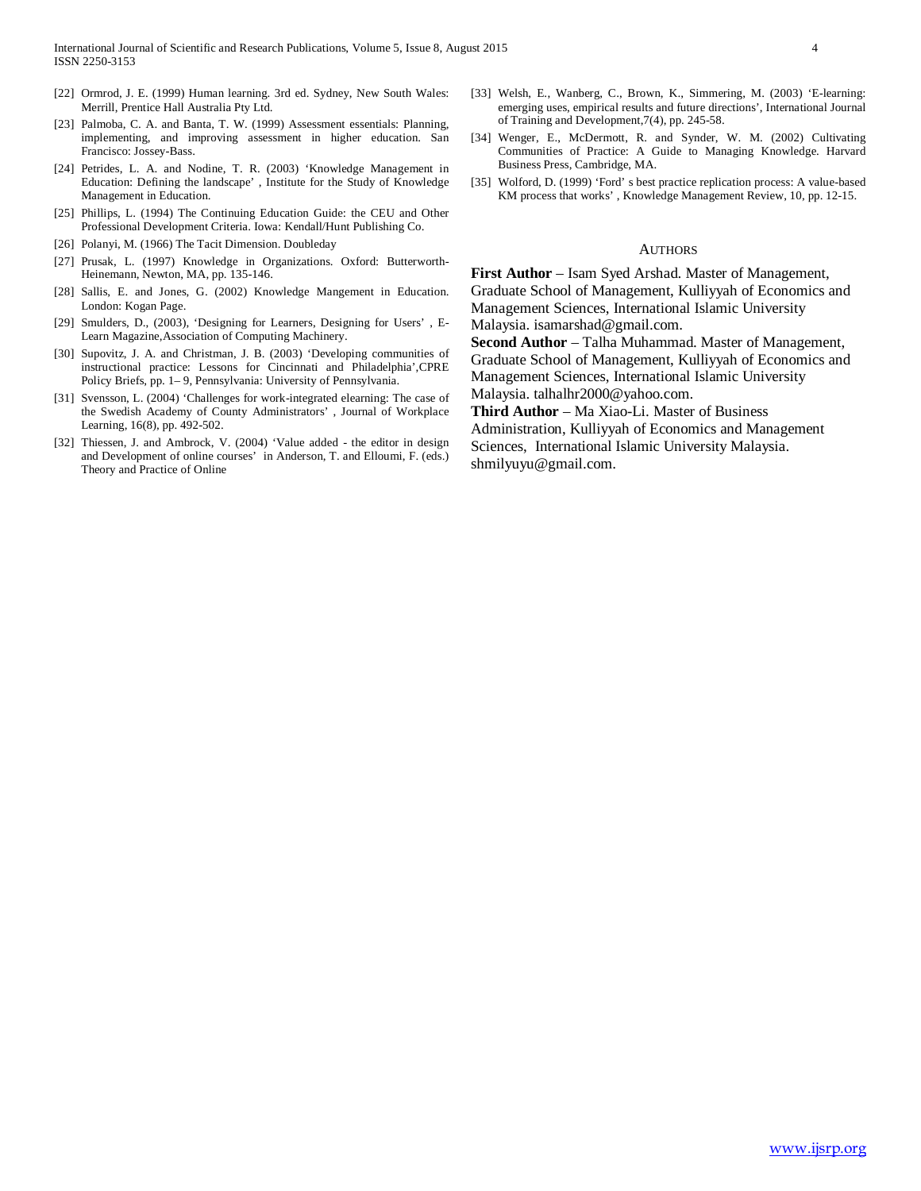[22] Ormrod, J. E. (1999) Human learning. 3rd ed. Sydney, New South Wales: Merrill, Prentice Hall Australia Pty Ltd.

[23] Palmoba, C. A. and Banta, T. W. (1999) Assessment essentials: Planning, implementing, and improving assessment in higher education. San Francisco: Jossey-Bass.

[24] Petrides, L. A. and Nodine, T. R. (2003) 'Knowledge Management in Education: Defining the landscape' , Institute for the Study of Knowledge Management in Education.

[25] Phillips, L. (1994) The Continuing Education Guide: the CEU and Other Professional Development Criteria. Iowa: Kendall/Hunt Publishing Co.

[26] Polanyi, M. (1966) The Tacit Dimension. Doubleday

[27] Prusak, L. (1997) Knowledge in Organizations. Oxford: Butterworth-Heinemann, Newton, MA, pp. 135-146.

[28] Sallis, E. and Jones, G. (2002) Knowledge Mangement in Education. London: Kogan Page.

[29] Smulders, D., (2003), 'Designing for Learners, Designing for Users' , E-Learn Magazine,Association of Computing Machinery.

[30] Supovitz, J. A. and Christman, J. B. (2003) 'Developing communities of instructional practice: Lessons for Cincinnati and Philadelphia',CPRE Policy Briefs, pp. 1– 9, Pennsylvania: University of Pennsylvania.

[31] Svensson, L. (2004) 'Challenges for work-integrated elearning: The case of the Swedish Academy of County Administrators' , Journal of Workplace Learning, 16(8), pp. 492-502.

[32] Thiessen, J. and Ambrock, V. (2004) 'Value added - the editor in design and Development of online courses' in Anderson, T. and Elloumi, F. (eds.) Theory and Practice of Online

[33] Welsh, E., Wanberg, C., Brown, K., Simmering, M. (2003) 'E-learning: emerging uses, empirical results and future directions', International Journal of Training and Development,7(4), pp. 245-58.

[34] Wenger, E., McDermott, R. and Synder, W. M. (2002) Cultivating Communities of Practice: A Guide to Managing Knowledge. Harvard Business Press, Cambridge, MA.

[35] Wolford, D. (1999) 'Ford' s best practice replication process: A value-based KM process that works' , Knowledge Management Review, 10, pp. 12-15.

## AUTHORS

**First Author** – Isam Syed Arshad. Master of Management, Graduate School of Management, Kulliyyah of Economics and Management Sciences, International Islamic University Malaysia. isamarshad@gmail.com.

**Second Author** – Talha Muhammad. Master of Management, Graduate School of Management, Kulliyyah of Economics and Management Sciences, International Islamic University Malaysia. talhalhr2000@yahoo.com.

**Third Author** – Ma Xiao-Li. Master of Business Administration, Kulliyyah of Economics and Management Sciences, International Islamic University Malaysia. shmilyuyu@gmail.com.